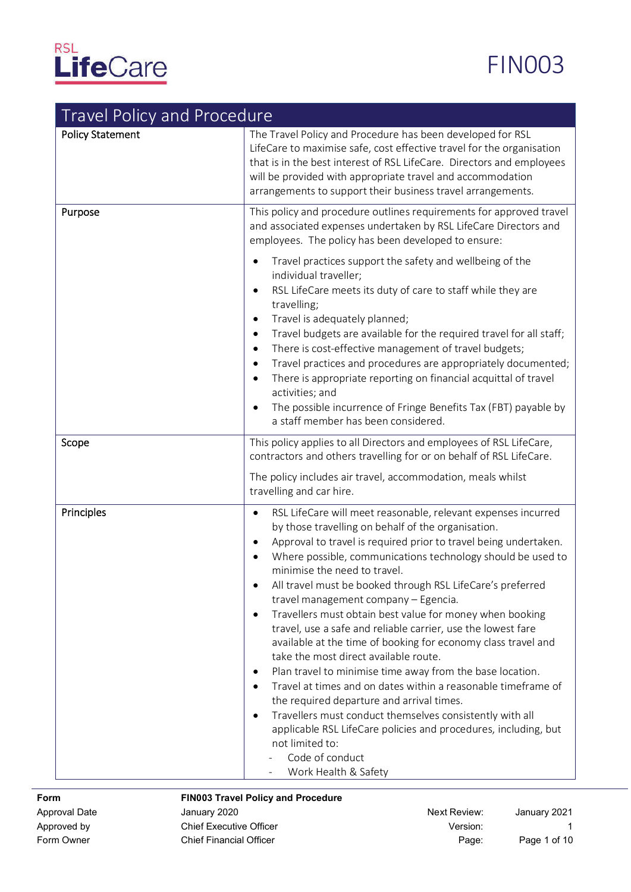RSL LifeCare

FIN003

# Travel Policy and Procedure

| | |
|---|---|
| Policy Statement | The Travel Policy and Procedure has been developed for RSL LifeCare to maximise safe, cost effective travel for the organisation that is in the best interest of RSL LifeCare. Directors and employees will be provided with appropriate travel and accommodation arrangements to support their business travel arrangements. |
| Purpose | This policy and procedure outlines requirements for approved travel and associated expenses undertaken by RSL LifeCare Directors and employees. The policy has been developed to ensure:<br>• Travel practices support the safety and wellbeing of the individual traveller;<br>• RSL LifeCare meets its duty of care to staff while they are travelling;<br>• Travel is adequately planned;<br>• Travel budgets are available for the required travel for all staff;<br>• There is cost-effective management of travel budgets;<br>• Travel practices and procedures are appropriately documented;<br>• There is appropriate reporting on financial acquittal of travel activities; and<br>• The possible incurrence of Fringe Benefits Tax (FBT) payable by a staff member has been considered. |
| Scope | This policy applies to all Directors and employees of RSL LifeCare, contractors and others travelling for or on behalf of RSL LifeCare.<br>The policy includes air travel, accommodation, meals whilst travelling and car hire. |
| Principles | • RSL LifeCare will meet reasonable, relevant expenses incurred by those travelling on behalf of the organisation.<br>• Approval to travel is required prior to travel being undertaken.<br>• Where possible, communications technology should be used to minimise the need to travel.<br>• All travel must be booked through RSL LifeCare's preferred travel management company – Egencia.<br>• Travellers must obtain best value for money when booking travel, use a safe and reliable carrier, use the lowest fare available at the time of booking for economy class travel and take the most direct available route.<br>• Plan travel to minimise time away from the base location.<br>• Travel at times and on dates within a reasonable timeframe of the required departure and arrival times.<br>• Travellers must conduct themselves consistently with all applicable RSL LifeCare policies and procedures, including, but not limited to:<br>  - Code of conduct<br>  - Work Health & Safety |

| Form | FIN003 Travel Policy and Procedure | | |
|---|---|---|---|
| Approval Date | January 2020 | Next Review: | January 2021 |
| Approved by | Chief Executive Officer | Version: | 1 |
| Form Owner | Chief Financial Officer | | |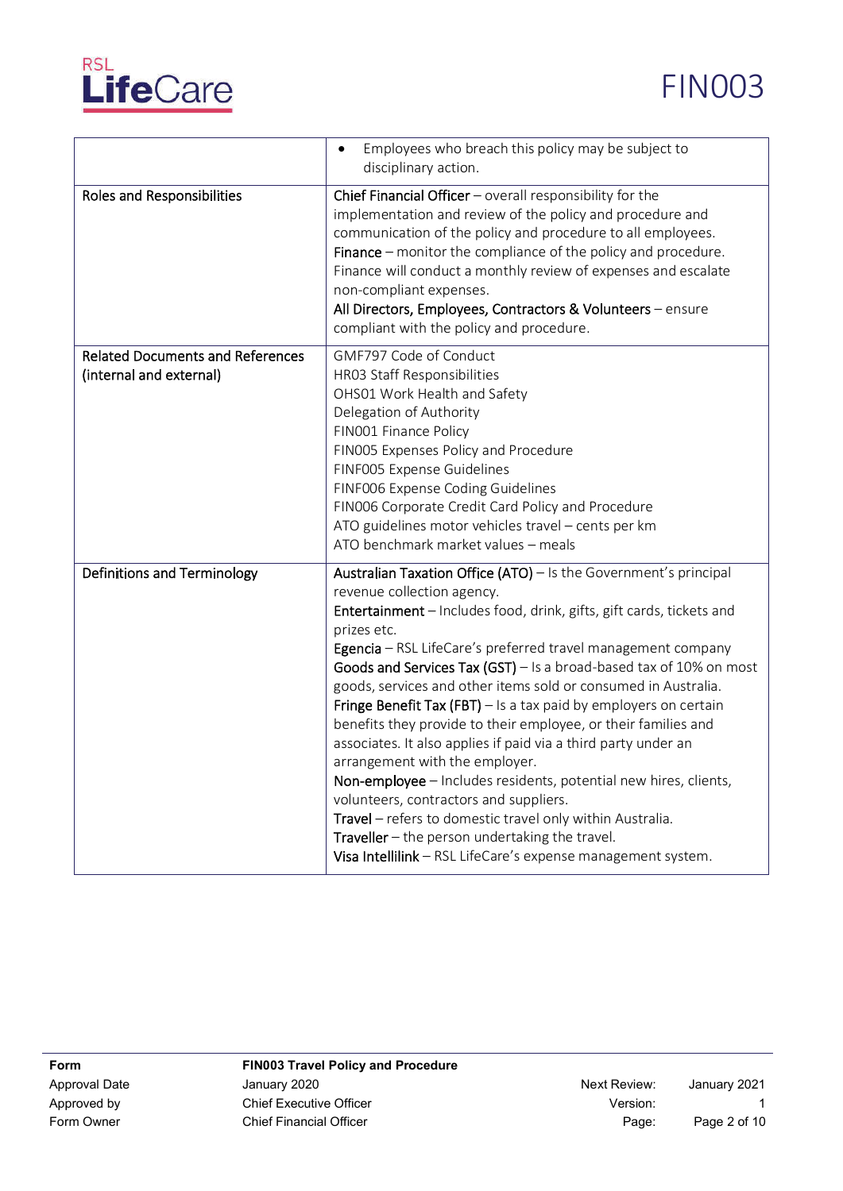| | |
|---|---|
| | • Employees who breach this policy may be subject to disciplinary action. |
| Roles and Responsibilities | **Chief Financial Officer** – overall responsibility for the implementation and review of the policy and procedure and communication of the policy and procedure to all employees.<br>**Finance** – monitor the compliance of the policy and procedure. Finance will conduct a monthly review of expenses and escalate non-compliant expenses.<br>**All Directors, Employees, Contractors & Volunteers** – ensure compliant with the policy and procedure. |
| Related Documents and References (internal and external) | GMF797 Code of Conduct<br>HR03 Staff Responsibilities<br>OHS01 Work Health and Safety<br>Delegation of Authority<br>FIN001 Finance Policy<br>FIN005 Expenses Policy and Procedure<br>FINF005 Expense Guidelines<br>FINF006 Expense Coding Guidelines<br>FIN006 Corporate Credit Card Policy and Procedure<br>ATO guidelines motor vehicles travel – cents per km<br>ATO benchmark market values – meals |
| Definitions and Terminology | **Australian Taxation Office (ATO)** – Is the Government's principal revenue collection agency.<br>**Entertainment** – Includes food, drink, gifts, gift cards, tickets and prizes etc.<br>**Egencia** – RSL LifeCare's preferred travel management company<br>**Goods and Services Tax (GST)** – Is a broad-based tax of 10% on most goods, services and other items sold or consumed in Australia.<br>**Fringe Benefit Tax (FBT)** – Is a tax paid by employers on certain benefits they provide to their employee, or their families and associates. It also applies if paid via a third party under an arrangement with the employer.<br>**Non-employee** – Includes residents, potential new hires, clients, volunteers, contractors and suppliers.<br>**Travel** – refers to domestic travel only within Australia.<br>**Traveller** – the person undertaking the travel.<br>**Visa Intellilink** – RSL LifeCare's expense management system. |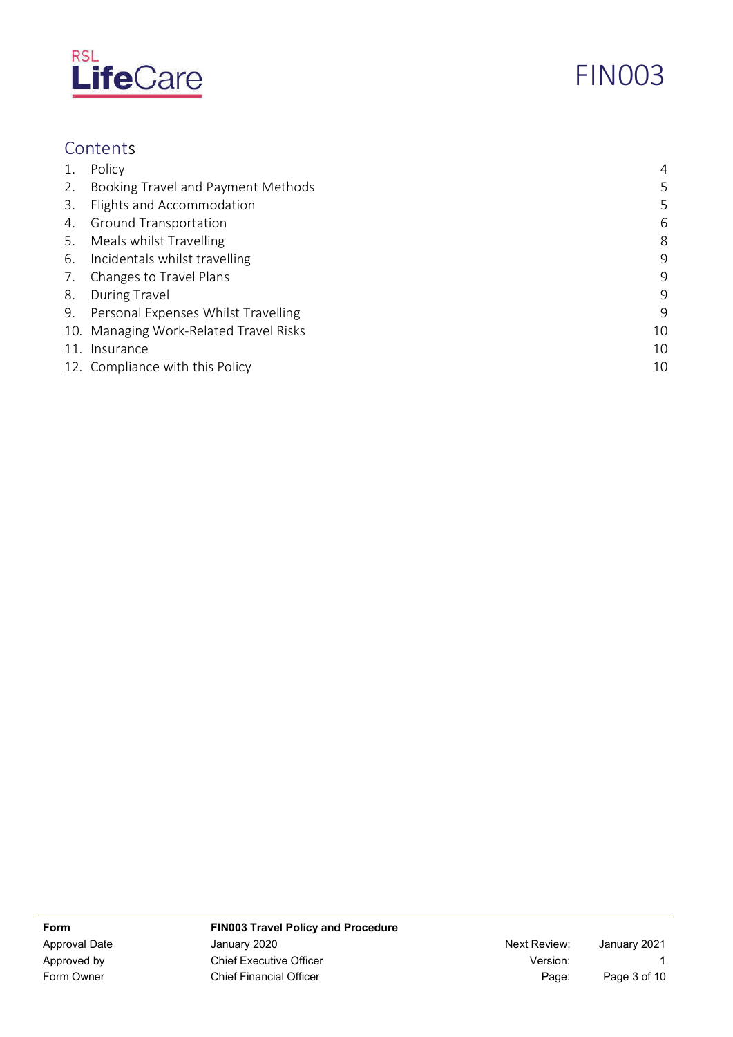## Contents

| | | |
|---|---|---|
| 1. | Policy | 4 |
| 2. | Booking Travel and Payment Methods | 5 |
| 3. | Flights and Accommodation | 5 |
| 4. | Ground Transportation | 6 |
| 5. | Meals whilst Travelling | 8 |
| 6. | Incidentals whilst travelling | 9 |
| 7. | Changes to Travel Plans | 9 |
| 8. | During Travel | 9 |
| 9. | Personal Expenses Whilst Travelling | 9 |
| 10. | Managing Work-Related Travel Risks | 10 |
| 11. | Insurance | 10 |
| 12. | Compliance with this Policy | 10 |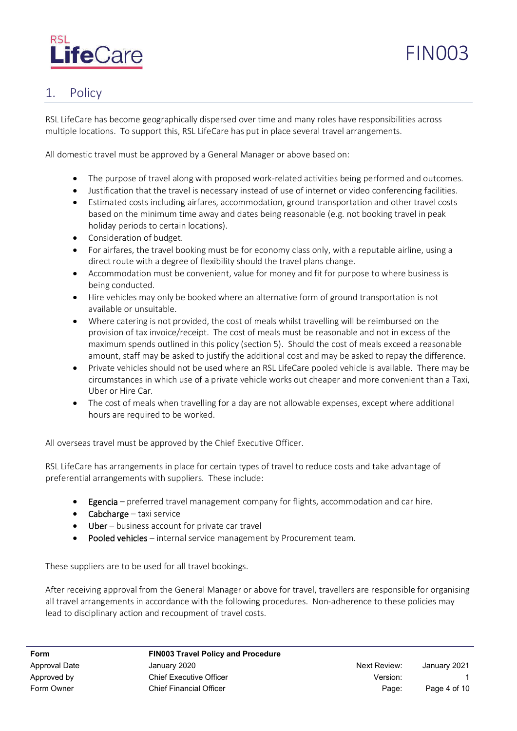## 1. Policy

RSL LifeCare has become geographically dispersed over time and many roles have responsibilities across multiple locations. To support this, RSL LifeCare has put in place several travel arrangements.

All domestic travel must be approved by a General Manager or above based on:

- The purpose of travel along with proposed work-related activities being performed and outcomes.
- Justification that the travel is necessary instead of use of internet or video conferencing facilities.
- Estimated costs including airfares, accommodation, ground transportation and other travel costs based on the minimum time away and dates being reasonable (e.g. not booking travel in peak holiday periods to certain locations).
- Consideration of budget.
- For airfares, the travel booking must be for economy class only, with a reputable airline, using a direct route with a degree of flexibility should the travel plans change.
- Accommodation must be convenient, value for money and fit for purpose to where business is being conducted.
- Hire vehicles may only be booked where an alternative form of ground transportation is not available or unsuitable.
- Where catering is not provided, the cost of meals whilst travelling will be reimbursed on the provision of tax invoice/receipt. The cost of meals must be reasonable and not in excess of the maximum spends outlined in this policy (section 5). Should the cost of meals exceed a reasonable amount, staff may be asked to justify the additional cost and may be asked to repay the difference.
- Private vehicles should not be used where an RSL LifeCare pooled vehicle is available. There may be circumstances in which use of a private vehicle works out cheaper and more convenient than a Taxi, Uber or Hire Car.
- The cost of meals when travelling for a day are not allowable expenses, except where additional hours are required to be worked.

All overseas travel must be approved by the Chief Executive Officer.

RSL LifeCare has arrangements in place for certain types of travel to reduce costs and take advantage of preferential arrangements with suppliers. These include:

- Egencia – preferred travel management company for flights, accommodation and car hire.
- Cabcharge – taxi service
- Uber – business account for private car travel
- Pooled vehicles – internal service management by Procurement team.

These suppliers are to be used for all travel bookings.

After receiving approval from the General Manager or above for travel, travellers are responsible for organising all travel arrangements in accordance with the following procedures. Non-adherence to these policies may lead to disciplinary action and recoupment of travel costs.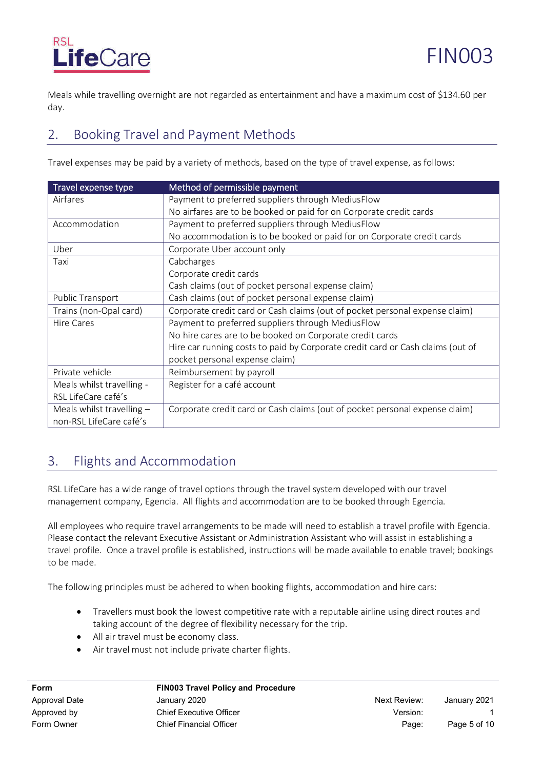Meals while travelling overnight are not regarded as entertainment and have a maximum cost of $134.60 per day.

## 2. Booking Travel and Payment Methods

Travel expenses may be paid by a variety of methods, based on the type of travel expense, as follows:

| Travel expense type | Method of permissible payment |
| --- | --- |
| Airfares | Payment to preferred suppliers through MediusFlow<br>No airfares are to be booked or paid for on Corporate credit cards |
| Accommodation | Payment to preferred suppliers through MediusFlow<br>No accommodation is to be booked or paid for on Corporate credit cards |
| Uber | Corporate Uber account only |
| Taxi | Cabcharges<br>Corporate credit cards<br>Cash claims (out of pocket personal expense claim) |
| Public Transport | Cash claims (out of pocket personal expense claim) |
| Trains (non-Opal card) | Corporate credit card or Cash claims (out of pocket personal expense claim) |
| Hire Cares | Payment to preferred suppliers through MediusFlow<br>No hire cares are to be booked on Corporate credit cards<br>Hire car running costs to paid by Corporate credit card or Cash claims (out of pocket personal expense claim) |
| Private vehicle | Reimbursement by payroll |
| Meals whilst travelling - RSL LifeCare café's | Register for a café account |
| Meals whilst travelling – non-RSL LifeCare café's | Corporate credit card or Cash claims (out of pocket personal expense claim) |

## 3. Flights and Accommodation

RSL LifeCare has a wide range of travel options through the travel system developed with our travel management company, Egencia. All flights and accommodation are to be booked through Egencia.

All employees who require travel arrangements to be made will need to establish a travel profile with Egencia. Please contact the relevant Executive Assistant or Administration Assistant who will assist in establishing a travel profile. Once a travel profile is established, instructions will be made available to enable travel; bookings to be made.

The following principles must be adhered to when booking flights, accommodation and hire cars:

- Travellers must book the lowest competitive rate with a reputable airline using direct routes and taking account of the degree of flexibility necessary for the trip.
- All air travel must be economy class.
- Air travel must not include private charter flights.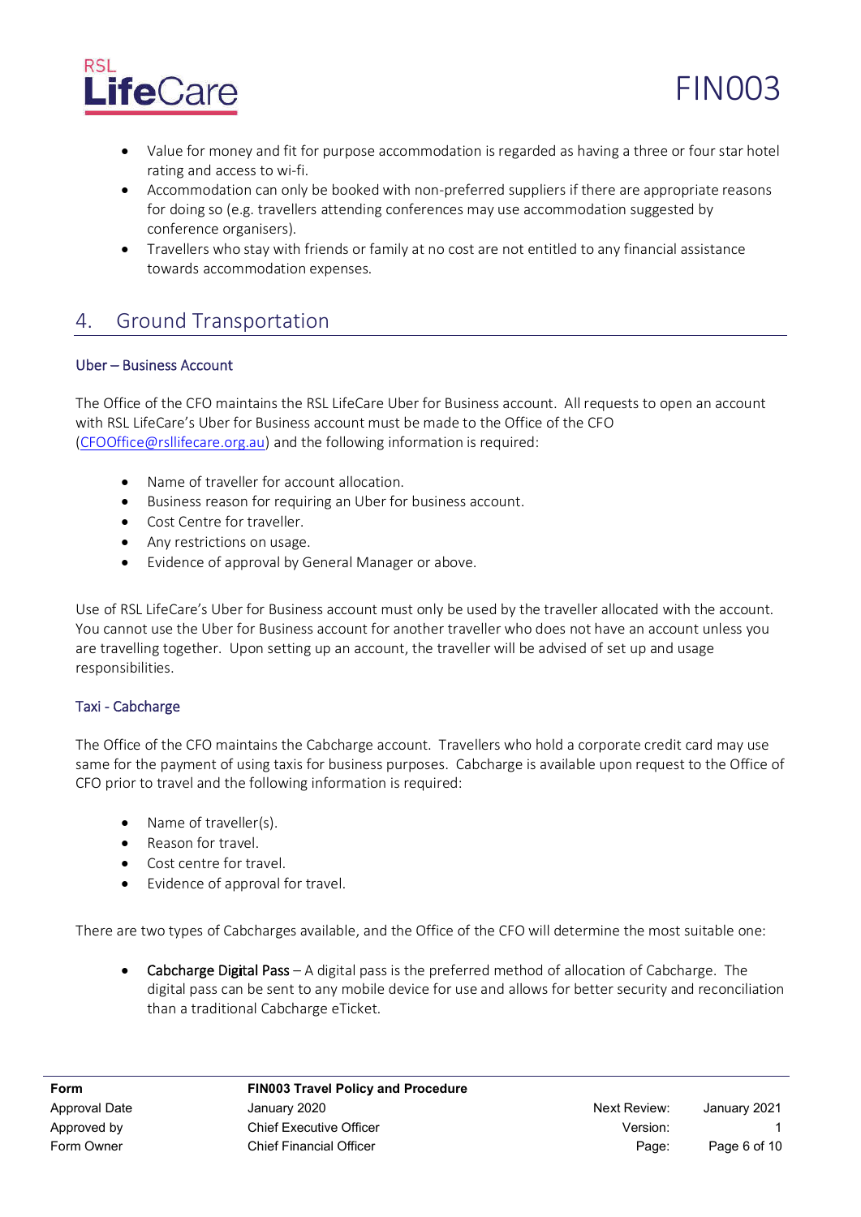- Value for money and fit for purpose accommodation is regarded as having a three or four star hotel rating and access to wi-fi.
- Accommodation can only be booked with non-preferred suppliers if there are appropriate reasons for doing so (e.g. travellers attending conferences may use accommodation suggested by conference organisers).
- Travellers who stay with friends or family at no cost are not entitled to any financial assistance towards accommodation expenses.

## 4. Ground Transportation

### Uber – Business Account

The Office of the CFO maintains the RSL LifeCare Uber for Business account. All requests to open an account with RSL LifeCare's Uber for Business account must be made to the Office of the CFO (CFOOffice@rsllifecare.org.au) and the following information is required:

- Name of traveller for account allocation.
- Business reason for requiring an Uber for business account.
- Cost Centre for traveller.
- Any restrictions on usage.
- Evidence of approval by General Manager or above.

Use of RSL LifeCare's Uber for Business account must only be used by the traveller allocated with the account. You cannot use the Uber for Business account for another traveller who does not have an account unless you are travelling together. Upon setting up an account, the traveller will be advised of set up and usage responsibilities.

### Taxi - Cabcharge

The Office of the CFO maintains the Cabcharge account. Travellers who hold a corporate credit card may use same for the payment of using taxis for business purposes. Cabcharge is available upon request to the Office of CFO prior to travel and the following information is required:

- Name of traveller(s).
- Reason for travel.
- Cost centre for travel.
- Evidence of approval for travel.

There are two types of Cabcharges available, and the Office of the CFO will determine the most suitable one:

- Cabcharge Digital Pass – A digital pass is the preferred method of allocation of Cabcharge. The digital pass can be sent to any mobile device for use and allows for better security and reconciliation than a traditional Cabcharge eTicket.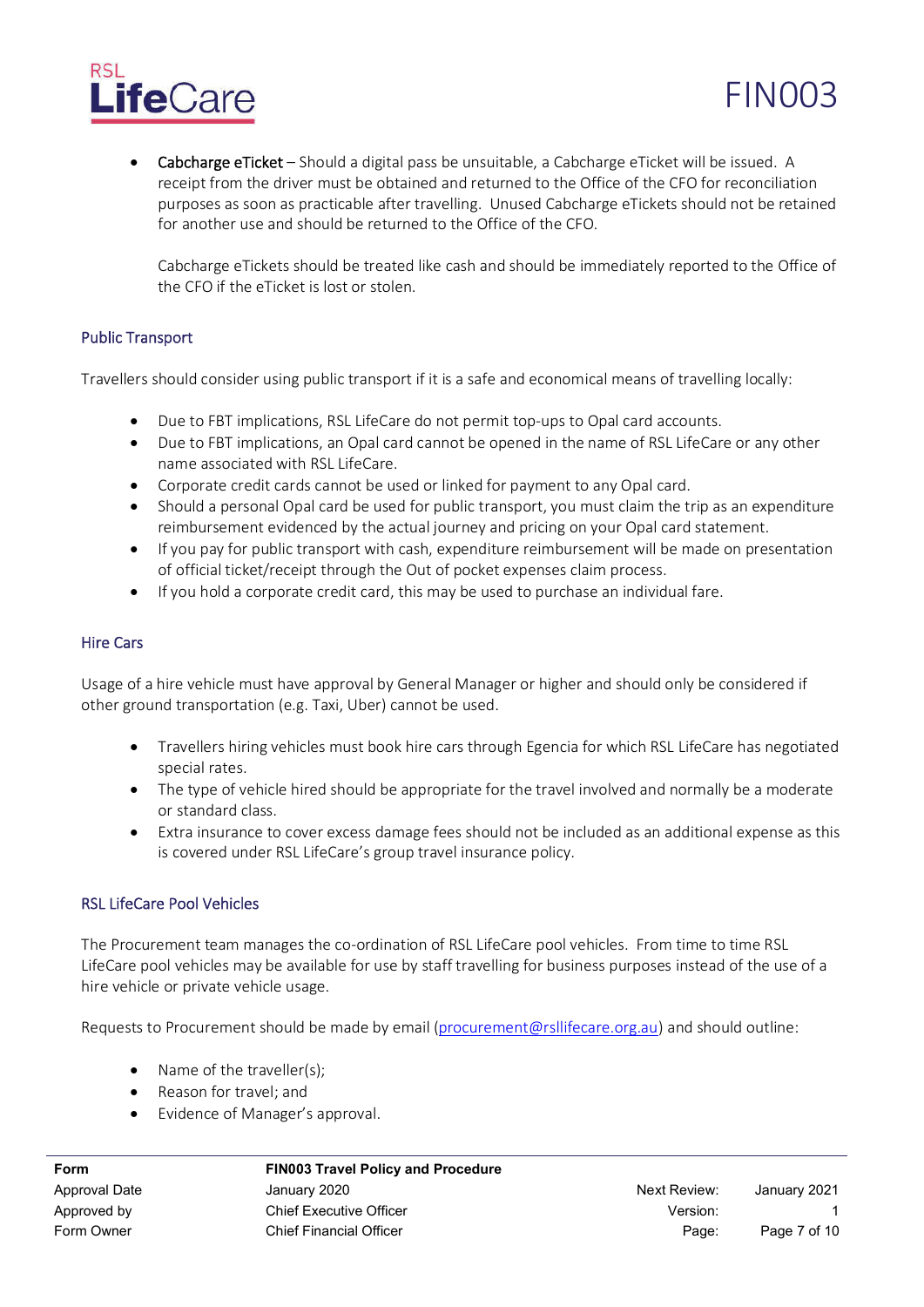- **Cabcharge eTicket** – Should a digital pass be unsuitable, a Cabcharge eTicket will be issued. A receipt from the driver must be obtained and returned to the Office of the CFO for reconciliation purposes as soon as practicable after travelling. Unused Cabcharge eTickets should not be retained for another use and should be returned to the Office of the CFO.

  Cabcharge eTickets should be treated like cash and should be immediately reported to the Office of the CFO if the eTicket is lost or stolen.

### Public Transport

Travellers should consider using public transport if it is a safe and economical means of travelling locally:

- Due to FBT implications, RSL LifeCare do not permit top-ups to Opal card accounts.
- Due to FBT implications, an Opal card cannot be opened in the name of RSL LifeCare or any other name associated with RSL LifeCare.
- Corporate credit cards cannot be used or linked for payment to any Opal card.
- Should a personal Opal card be used for public transport, you must claim the trip as an expenditure reimbursement evidenced by the actual journey and pricing on your Opal card statement.
- If you pay for public transport with cash, expenditure reimbursement will be made on presentation of official ticket/receipt through the Out of pocket expenses claim process.
- If you hold a corporate credit card, this may be used to purchase an individual fare.

### Hire Cars

Usage of a hire vehicle must have approval by General Manager or higher and should only be considered if other ground transportation (e.g. Taxi, Uber) cannot be used.

- Travellers hiring vehicles must book hire cars through Egencia for which RSL LifeCare has negotiated special rates.
- The type of vehicle hired should be appropriate for the travel involved and normally be a moderate or standard class.
- Extra insurance to cover excess damage fees should not be included as an additional expense as this is covered under RSL LifeCare's group travel insurance policy.

### RSL LifeCare Pool Vehicles

The Procurement team manages the co-ordination of RSL LifeCare pool vehicles. From time to time RSL LifeCare pool vehicles may be available for use by staff travelling for business purposes instead of the use of a hire vehicle or private vehicle usage.

Requests to Procurement should be made by email (procurement@rsllifecare.org.au) and should outline:

- Name of the traveller(s);
- Reason for travel; and
- Evidence of Manager's approval.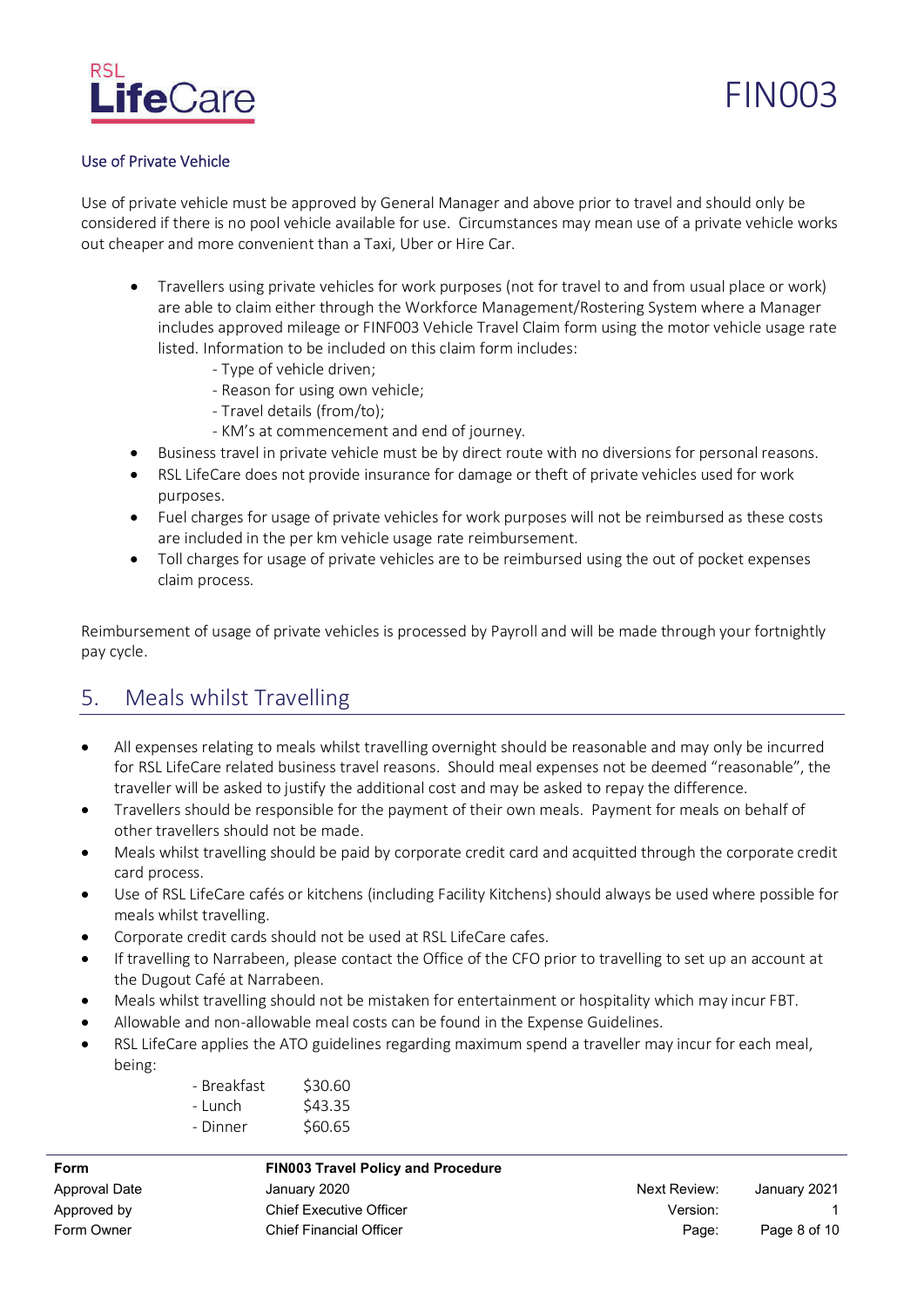### Use of Private Vehicle

Use of private vehicle must be approved by General Manager and above prior to travel and should only be considered if there is no pool vehicle available for use. Circumstances may mean use of a private vehicle works out cheaper and more convenient than a Taxi, Uber or Hire Car.

- Travellers using private vehicles for work purposes (not for travel to and from usual place or work) are able to claim either through the Workforce Management/Rostering System where a Manager includes approved mileage or FINF003 Vehicle Travel Claim form using the motor vehicle usage rate listed. Information to be included on this claim form includes:
  - Type of vehicle driven;
  - Reason for using own vehicle;
  - Travel details (from/to);
  - KM's at commencement and end of journey.
- Business travel in private vehicle must be by direct route with no diversions for personal reasons.
- RSL LifeCare does not provide insurance for damage or theft of private vehicles used for work purposes.
- Fuel charges for usage of private vehicles for work purposes will not be reimbursed as these costs are included in the per km vehicle usage rate reimbursement.
- Toll charges for usage of private vehicles are to be reimbursed using the out of pocket expenses claim process.

Reimbursement of usage of private vehicles is processed by Payroll and will be made through your fortnightly pay cycle.

## 5. Meals whilst Travelling

- All expenses relating to meals whilst travelling overnight should be reasonable and may only be incurred for RSL LifeCare related business travel reasons. Should meal expenses not be deemed "reasonable", the traveller will be asked to justify the additional cost and may be asked to repay the difference.
- Travellers should be responsible for the payment of their own meals. Payment for meals on behalf of other travellers should not be made.
- Meals whilst travelling should be paid by corporate credit card and acquitted through the corporate credit card process.
- Use of RSL LifeCare cafés or kitchens (including Facility Kitchens) should always be used where possible for meals whilst travelling.
- Corporate credit cards should not be used at RSL LifeCare cafes.
- If travelling to Narrabeen, please contact the Office of the CFO prior to travelling to set up an account at the Dugout Café at Narrabeen.
- Meals whilst travelling should not be mistaken for entertainment or hospitality which may incur FBT.
- Allowable and non-allowable meal costs can be found in the Expense Guidelines.
- RSL LifeCare applies the ATO guidelines regarding maximum spend a traveller may incur for each meal, being:
  - Breakfast $30.60
  - Lunch $43.35
  - Dinner $60.65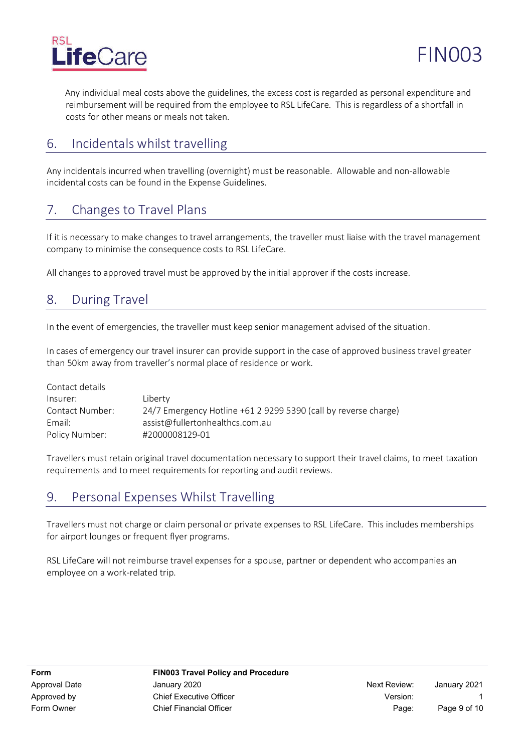Any individual meal costs above the guidelines, the excess cost is regarded as personal expenditure and reimbursement will be required from the employee to RSL LifeCare. This is regardless of a shortfall in costs for other means or meals not taken.

## 6. Incidentals whilst travelling

Any incidentals incurred when travelling (overnight) must be reasonable. Allowable and non-allowable incidental costs can be found in the Expense Guidelines.

## 7. Changes to Travel Plans

If it is necessary to make changes to travel arrangements, the traveller must liaise with the travel management company to minimise the consequence costs to RSL LifeCare.

All changes to approved travel must be approved by the initial approver if the costs increase.

## 8. During Travel

In the event of emergencies, the traveller must keep senior management advised of the situation.

In cases of emergency our travel insurer can provide support in the case of approved business travel greater than 50km away from traveller's normal place of residence or work.

Contact details

| | |
|---|---|
| Insurer: | Liberty |
| Contact Number: | 24/7 Emergency Hotline +61 2 9299 5390 (call by reverse charge) |
| Email: | assist@fullertonhealthcs.com.au |
| Policy Number: | #2000008129-01 |

Travellers must retain original travel documentation necessary to support their travel claims, to meet taxation requirements and to meet requirements for reporting and audit reviews.

## 9. Personal Expenses Whilst Travelling

Travellers must not charge or claim personal or private expenses to RSL LifeCare. This includes memberships for airport lounges or frequent flyer programs.

RSL LifeCare will not reimburse travel expenses for a spouse, partner or dependent who accompanies an employee on a work-related trip.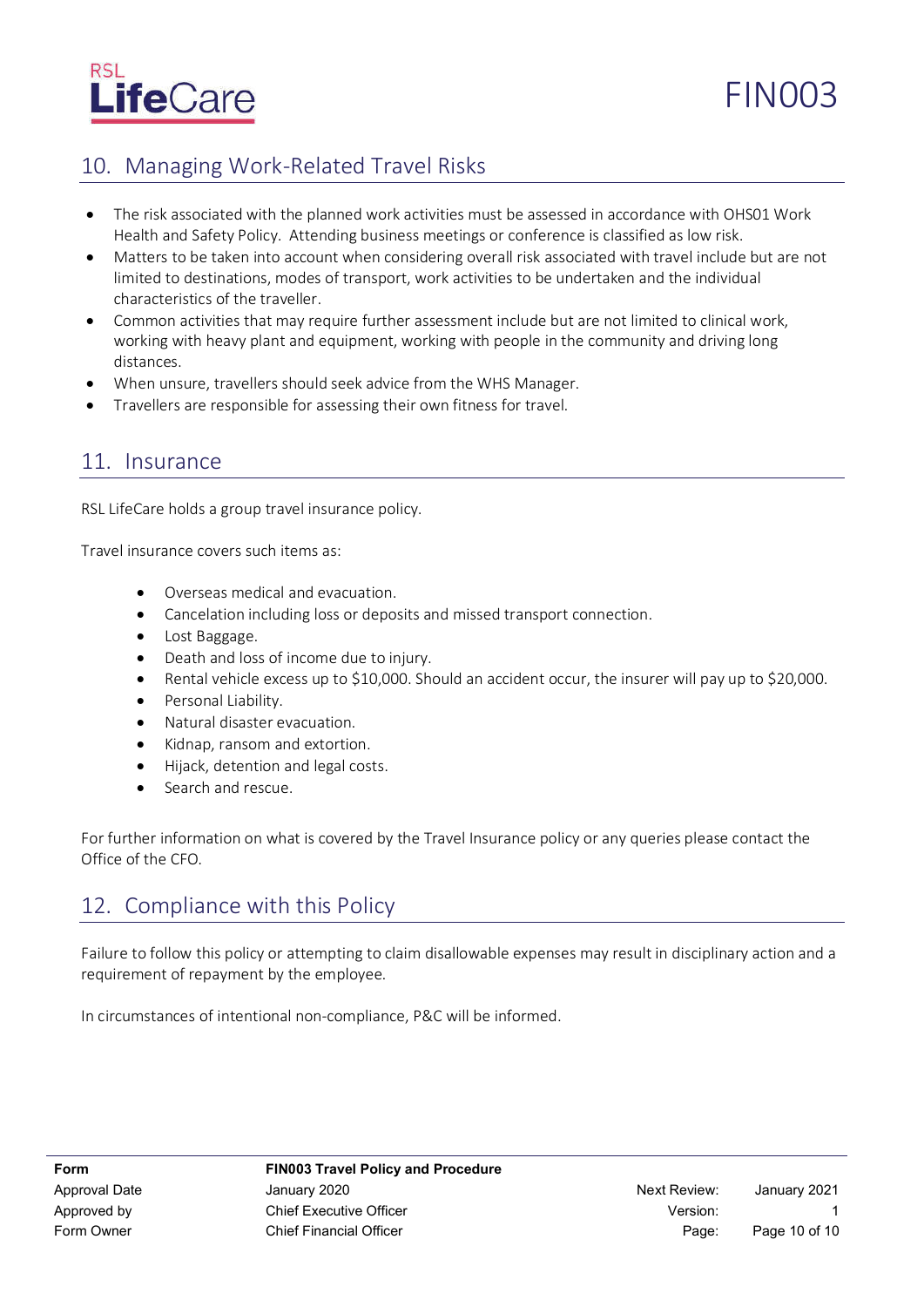## 10. Managing Work-Related Travel Risks

- The risk associated with the planned work activities must be assessed in accordance with OHS01 Work Health and Safety Policy. Attending business meetings or conference is classified as low risk.
- Matters to be taken into account when considering overall risk associated with travel include but are not limited to destinations, modes of transport, work activities to be undertaken and the individual characteristics of the traveller.
- Common activities that may require further assessment include but are not limited to clinical work, working with heavy plant and equipment, working with people in the community and driving long distances.
- When unsure, travellers should seek advice from the WHS Manager.
- Travellers are responsible for assessing their own fitness for travel.

## 11. Insurance

RSL LifeCare holds a group travel insurance policy.

Travel insurance covers such items as:

- Overseas medical and evacuation.
- Cancelation including loss or deposits and missed transport connection.
- Lost Baggage.
- Death and loss of income due to injury.
- Rental vehicle excess up to $10,000. Should an accident occur, the insurer will pay up to $20,000.
- Personal Liability.
- Natural disaster evacuation.
- Kidnap, ransom and extortion.
- Hijack, detention and legal costs.
- Search and rescue.

For further information on what is covered by the Travel Insurance policy or any queries please contact the Office of the CFO.

## 12. Compliance with this Policy

Failure to follow this policy or attempting to claim disallowable expenses may result in disciplinary action and a requirement of repayment by the employee.

In circumstances of intentional non-compliance, P&C will be informed.